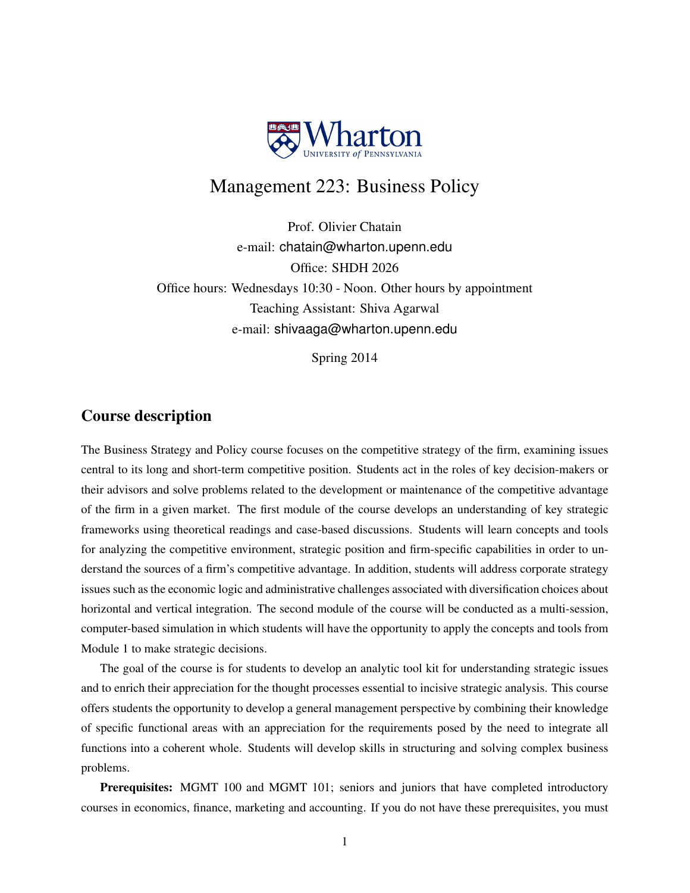Wharton
UNIVERSITY of PENNSYLVANIA

# Management 223: Business Policy

Prof. Olivier Chatain
e-mail: chatain@wharton.upenn.edu
Office: SHDH 2026
Office hours: Wednesdays 10:30 - Noon. Other hours by appointment
Teaching Assistant: Shiva Agarwal
e-mail: shivaaga@wharton.upenn.edu

Spring 2014

## Course description

The Business Strategy and Policy course focuses on the competitive strategy of the firm, examining issues central to its long and short-term competitive position. Students act in the roles of key decision-makers or their advisors and solve problems related to the development or maintenance of the competitive advantage of the firm in a given market. The first module of the course develops an understanding of key strategic frameworks using theoretical readings and case-based discussions. Students will learn concepts and tools for analyzing the competitive environment, strategic position and firm-specific capabilities in order to understand the sources of a firm's competitive advantage. In addition, students will address corporate strategy issues such as the economic logic and administrative challenges associated with diversification choices about horizontal and vertical integration. The second module of the course will be conducted as a multi-session, computer-based simulation in which students will have the opportunity to apply the concepts and tools from Module 1 to make strategic decisions.

The goal of the course is for students to develop an analytic tool kit for understanding strategic issues and to enrich their appreciation for the thought processes essential to incisive strategic analysis. This course offers students the opportunity to develop a general management perspective by combining their knowledge of specific functional areas with an appreciation for the requirements posed by the need to integrate all functions into a coherent whole. Students will develop skills in structuring and solving complex business problems.

**Prerequisites:** MGMT 100 and MGMT 101; seniors and juniors that have completed introductory courses in economics, finance, marketing and accounting. If you do not have these prerequisites, you must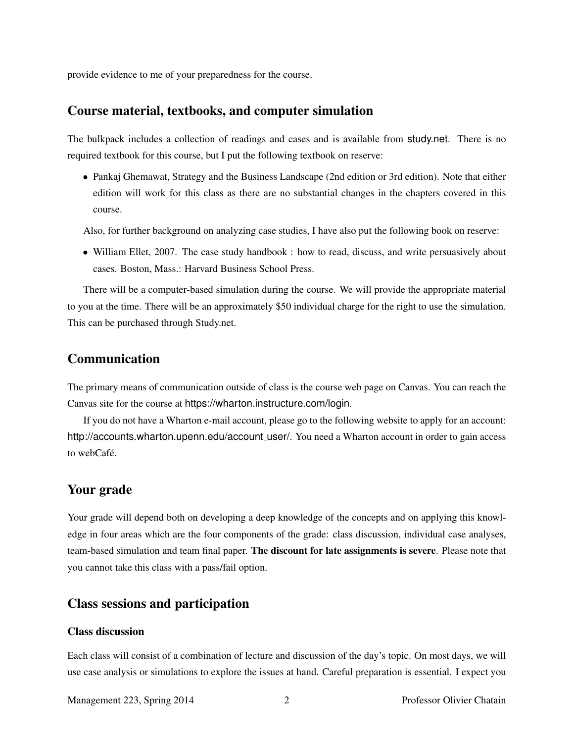provide evidence to me of your preparedness for the course.

## Course material, textbooks, and computer simulation

The bulkpack includes a collection of readings and cases and is available from study.net. There is no required textbook for this course, but I put the following textbook on reserve:

- Pankaj Ghemawat, Strategy and the Business Landscape (2nd edition or 3rd edition). Note that either edition will work for this class as there are no substantial changes in the chapters covered in this course.

Also, for further background on analyzing case studies, I have also put the following book on reserve:

- William Ellet, 2007. The case study handbook : how to read, discuss, and write persuasively about cases. Boston, Mass.: Harvard Business School Press.

There will be a computer-based simulation during the course. We will provide the appropriate material to you at the time. There will be an approximately $50 individual charge for the right to use the simulation. This can be purchased through Study.net.

## Communication

The primary means of communication outside of class is the course web page on Canvas. You can reach the Canvas site for the course at https://wharton.instructure.com/login.

If you do not have a Wharton e-mail account, please go to the following website to apply for an account: http://accounts.wharton.upenn.edu/account_user/. You need a Wharton account in order to gain access to webCafé.

## Your grade

Your grade will depend both on developing a deep knowledge of the concepts and on applying this knowledge in four areas which are the four components of the grade: class discussion, individual case analyses, team-based simulation and team final paper. **The discount for late assignments is severe**. Please note that you cannot take this class with a pass/fail option.

## Class sessions and participation

### Class discussion

Each class will consist of a combination of lecture and discussion of the day's topic. On most days, we will use case analysis or simulations to explore the issues at hand. Careful preparation is essential. I expect you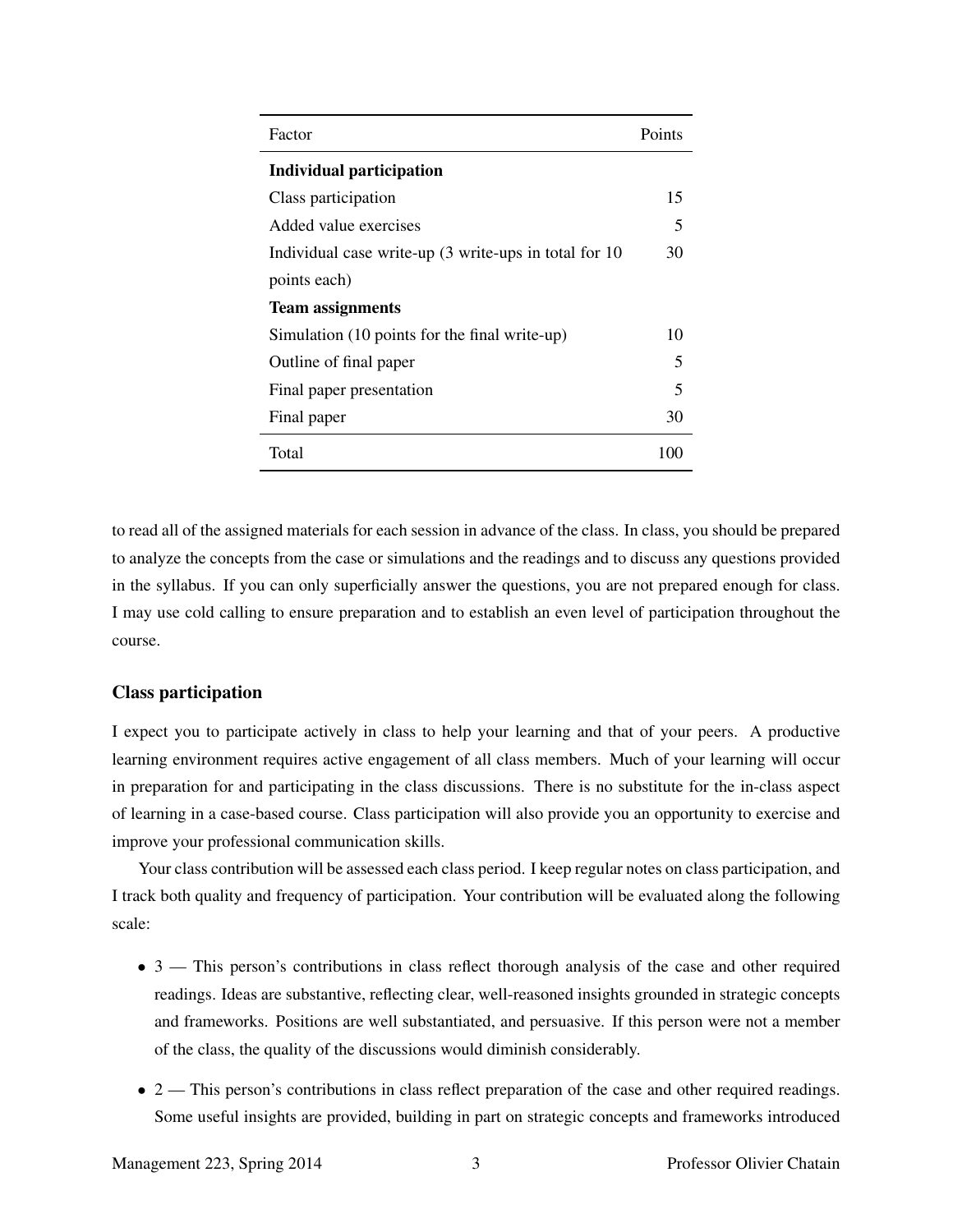| Factor | Points |
|---|---|
| **Individual participation** | |
| Class participation | 15 |
| Added value exercises | 5 |
| Individual case write-up (3 write-ups in total for 10 points each) | 30 |
| **Team assignments** | |
| Simulation (10 points for the final write-up) | 10 |
| Outline of final paper | 5 |
| Final paper presentation | 5 |
| Final paper | 30 |
| Total | 100 |

to read all of the assigned materials for each session in advance of the class. In class, you should be prepared to analyze the concepts from the case or simulations and the readings and to discuss any questions provided in the syllabus. If you can only superficially answer the questions, you are not prepared enough for class. I may use cold calling to ensure preparation and to establish an even level of participation throughout the course.

### Class participation

I expect you to participate actively in class to help your learning and that of your peers. A productive learning environment requires active engagement of all class members. Much of your learning will occur in preparation for and participating in the class discussions. There is no substitute for the in-class aspect of learning in a case-based course. Class participation will also provide you an opportunity to exercise and improve your professional communication skills.

Your class contribution will be assessed each class period. I keep regular notes on class participation, and I track both quality and frequency of participation. Your contribution will be evaluated along the following scale:

- 3 — This person's contributions in class reflect thorough analysis of the case and other required readings. Ideas are substantive, reflecting clear, well-reasoned insights grounded in strategic concepts and frameworks. Positions are well substantiated, and persuasive. If this person were not a member of the class, the quality of the discussions would diminish considerably.
- 2 — This person's contributions in class reflect preparation of the case and other required readings. Some useful insights are provided, building in part on strategic concepts and frameworks introduced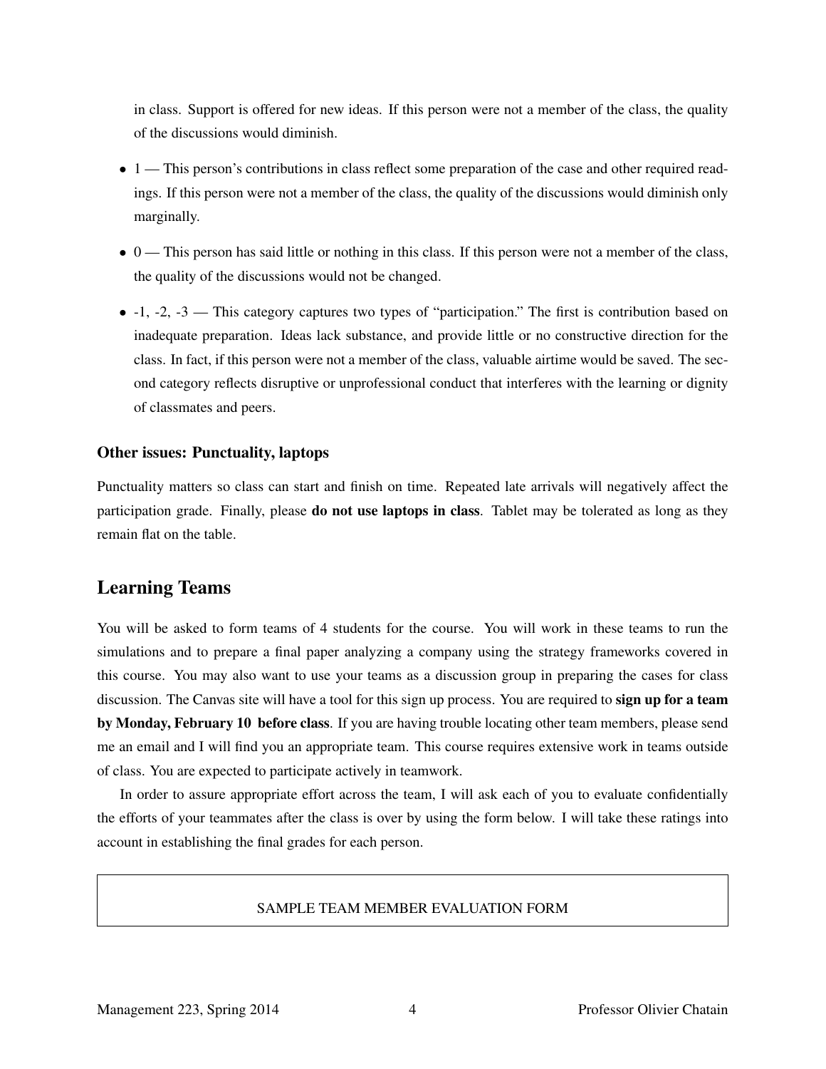in class. Support is offered for new ideas. If this person were not a member of the class, the quality of the discussions would diminish.

- 1 — This person's contributions in class reflect some preparation of the case and other required readings. If this person were not a member of the class, the quality of the discussions would diminish only marginally.
- 0 — This person has said little or nothing in this class. If this person were not a member of the class, the quality of the discussions would not be changed.
- -1, -2, -3 — This category captures two types of "participation." The first is contribution based on inadequate preparation. Ideas lack substance, and provide little or no constructive direction for the class. In fact, if this person were not a member of the class, valuable airtime would be saved. The second category reflects disruptive or unprofessional conduct that interferes with the learning or dignity of classmates and peers.

### Other issues: Punctuality, laptops

Punctuality matters so class can start and finish on time. Repeated late arrivals will negatively affect the participation grade. Finally, please **do not use laptops in class**. Tablet may be tolerated as long as they remain flat on the table.

## Learning Teams

You will be asked to form teams of 4 students for the course. You will work in these teams to run the simulations and to prepare a final paper analyzing a company using the strategy frameworks covered in this course. You may also want to use your teams as a discussion group in preparing the cases for class discussion. The Canvas site will have a tool for this sign up process. You are required to **sign up for a team by Monday, February 10 before class**. If you are having trouble locating other team members, please send me an email and I will find you an appropriate team. This course requires extensive work in teams outside of class. You are expected to participate actively in teamwork.

In order to assure appropriate effort across the team, I will ask each of you to evaluate confidentially the efforts of your teammates after the class is over by using the form below. I will take these ratings into account in establishing the final grades for each person.

SAMPLE TEAM MEMBER EVALUATION FORM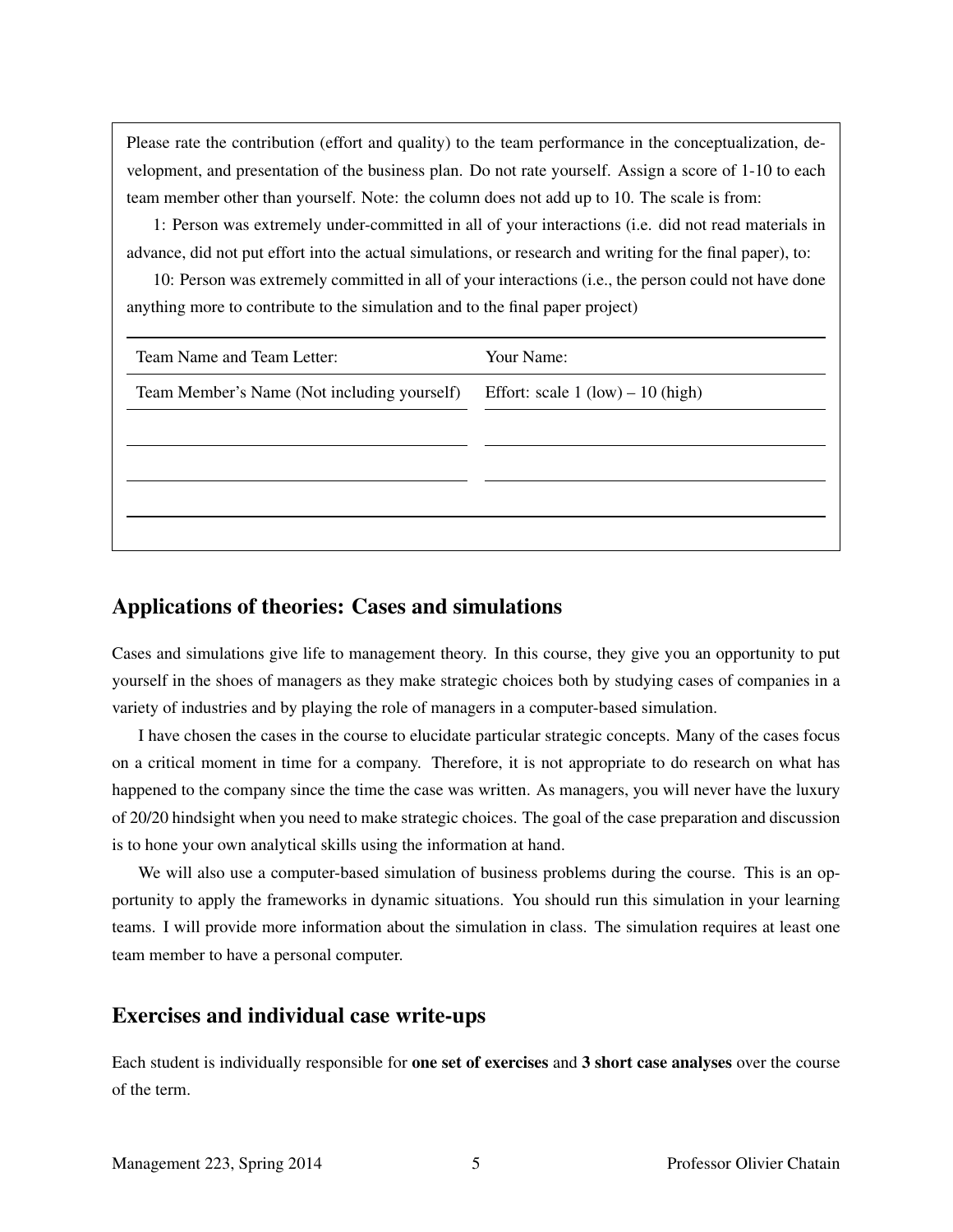Please rate the contribution (effort and quality) to the team performance in the conceptualization, development, and presentation of the business plan. Do not rate yourself. Assign a score of 1-10 to each team member other than yourself. Note: the column does not add up to 10. The scale is from:

1: Person was extremely under-committed in all of your interactions (i.e. did not read materials in advance, did not put effort into the actual simulations, or research and writing for the final paper), to:

10: Person was extremely committed in all of your interactions (i.e., the person could not have done anything more to contribute to the simulation and to the final paper project)

| Team Name and Team Letter: | Your Name: |
|---|---|
| Team Member's Name (Not including yourself) | Effort: scale 1 (low) – 10 (high) |
| | |
| | |
| | |

## Applications of theories: Cases and simulations

Cases and simulations give life to management theory. In this course, they give you an opportunity to put yourself in the shoes of managers as they make strategic choices both by studying cases of companies in a variety of industries and by playing the role of managers in a computer-based simulation.

I have chosen the cases in the course to elucidate particular strategic concepts. Many of the cases focus on a critical moment in time for a company. Therefore, it is not appropriate to do research on what has happened to the company since the time the case was written. As managers, you will never have the luxury of 20/20 hindsight when you need to make strategic choices. The goal of the case preparation and discussion is to hone your own analytical skills using the information at hand.

We will also use a computer-based simulation of business problems during the course. This is an opportunity to apply the frameworks in dynamic situations. You should run this simulation in your learning teams. I will provide more information about the simulation in class. The simulation requires at least one team member to have a personal computer.

## Exercises and individual case write-ups

Each student is individually responsible for **one set of exercises** and **3 short case analyses** over the course of the term.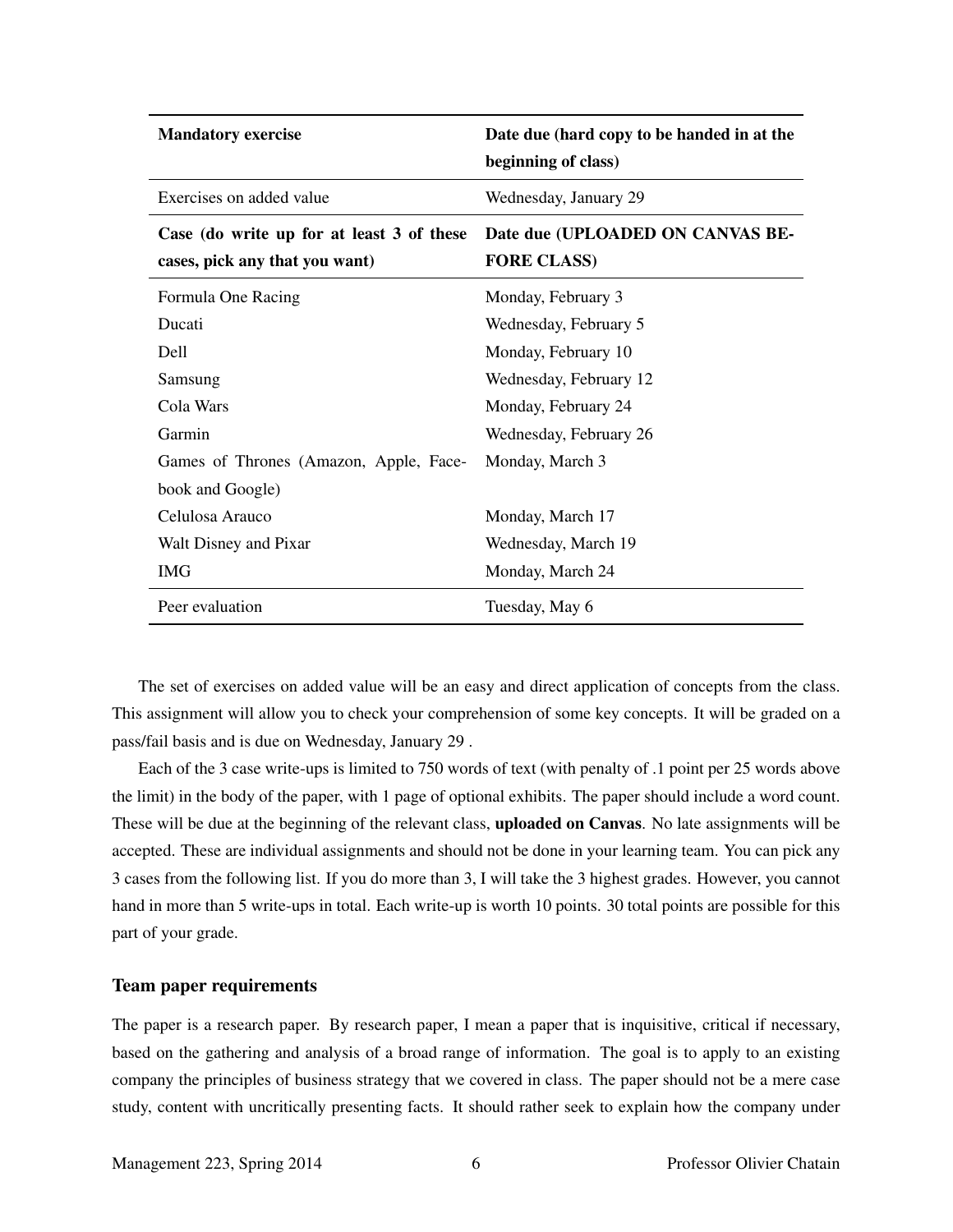| **Mandatory exercise** | **Date due (hard copy to be handed in at the beginning of class)** |
|---|---|
| Exercises on added value | Wednesday, January 29 |
| **Case (do write up for at least 3 of these cases, pick any that you want)** | **Date due (UPLOADED ON CANVAS BEFORE CLASS)** |
| Formula One Racing | Monday, February 3 |
| Ducati | Wednesday, February 5 |
| Dell | Monday, February 10 |
| Samsung | Wednesday, February 12 |
| Cola Wars | Monday, February 24 |
| Garmin | Wednesday, February 26 |
| Games of Thrones (Amazon, Apple, Facebook and Google) | Monday, March 3 |
| Celulosa Arauco | Monday, March 17 |
| Walt Disney and Pixar | Wednesday, March 19 |
| IMG | Monday, March 24 |
| Peer evaluation | Tuesday, May 6 |

The set of exercises on added value will be an easy and direct application of concepts from the class. This assignment will allow you to check your comprehension of some key concepts. It will be graded on a pass/fail basis and is due on Wednesday, January 29 .

Each of the 3 case write-ups is limited to 750 words of text (with penalty of .1 point per 25 words above the limit) in the body of the paper, with 1 page of optional exhibits. The paper should include a word count. These will be due at the beginning of the relevant class, **uploaded on Canvas**. No late assignments will be accepted. These are individual assignments and should not be done in your learning team. You can pick any 3 cases from the following list. If you do more than 3, I will take the 3 highest grades. However, you cannot hand in more than 5 write-ups in total. Each write-up is worth 10 points. 30 total points are possible for this part of your grade.

### Team paper requirements

The paper is a research paper. By research paper, I mean a paper that is inquisitive, critical if necessary, based on the gathering and analysis of a broad range of information. The goal is to apply to an existing company the principles of business strategy that we covered in class. The paper should not be a mere case study, content with uncritically presenting facts. It should rather seek to explain how the company under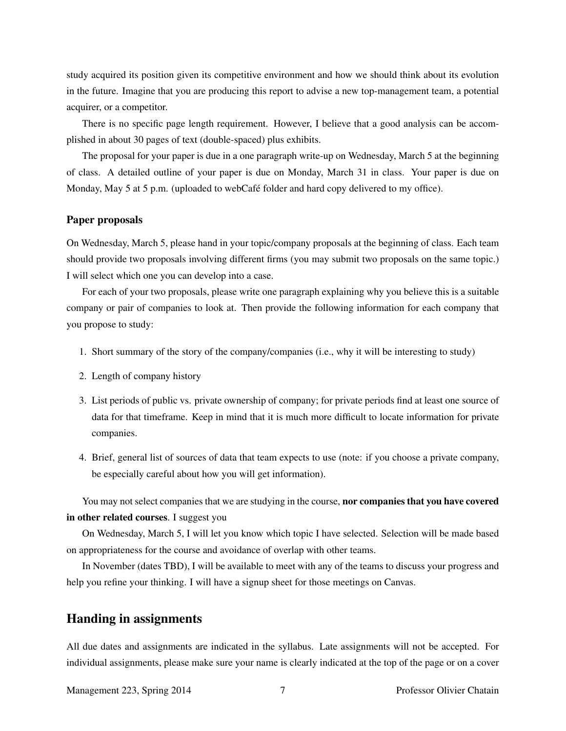study acquired its position given its competitive environment and how we should think about its evolution in the future. Imagine that you are producing this report to advise a new top-management team, a potential acquirer, or a competitor.

There is no specific page length requirement. However, I believe that a good analysis can be accomplished in about 30 pages of text (double-spaced) plus exhibits.

The proposal for your paper is due in a one paragraph write-up on Wednesday, March 5 at the beginning of class. A detailed outline of your paper is due on Monday, March 31 in class. Your paper is due on Monday, May 5 at 5 p.m. (uploaded to webCafé folder and hard copy delivered to my office).

### Paper proposals

On Wednesday, March 5, please hand in your topic/company proposals at the beginning of class. Each team should provide two proposals involving different firms (you may submit two proposals on the same topic.) I will select which one you can develop into a case.

For each of your two proposals, please write one paragraph explaining why you believe this is a suitable company or pair of companies to look at. Then provide the following information for each company that you propose to study:

1. Short summary of the story of the company/companies (i.e., why it will be interesting to study)
2. Length of company history
3. List periods of public vs. private ownership of company; for private periods find at least one source of data for that timeframe. Keep in mind that it is much more difficult to locate information for private companies.
4. Brief, general list of sources of data that team expects to use (note: if you choose a private company, be especially careful about how you will get information).

You may not select companies that we are studying in the course, **nor companies that you have covered in other related courses**. I suggest you

On Wednesday, March 5, I will let you know which topic I have selected. Selection will be made based on appropriateness for the course and avoidance of overlap with other teams.

In November (dates TBD), I will be available to meet with any of the teams to discuss your progress and help you refine your thinking. I will have a signup sheet for those meetings on Canvas.

## Handing in assignments

All due dates and assignments are indicated in the syllabus. Late assignments will not be accepted. For individual assignments, please make sure your name is clearly indicated at the top of the page or on a cover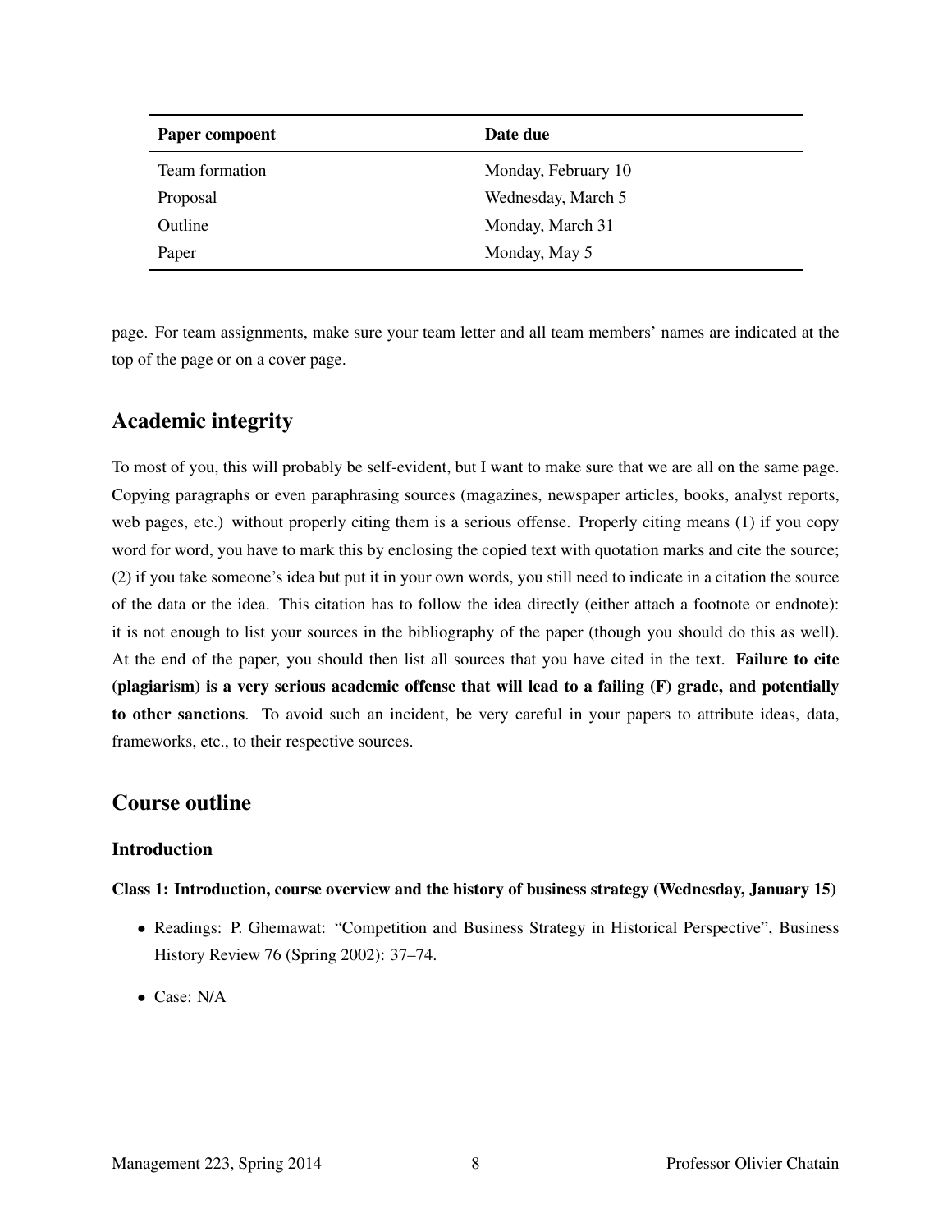| Paper compoent | Date due |
| --- | --- |
| Team formation | Monday, February 10 |
| Proposal | Wednesday, March 5 |
| Outline | Monday, March 31 |
| Paper | Monday, May 5 |

page. For team assignments, make sure your team letter and all team members' names are indicated at the top of the page or on a cover page.

## Academic integrity

To most of you, this will probably be self-evident, but I want to make sure that we are all on the same page. Copying paragraphs or even paraphrasing sources (magazines, newspaper articles, books, analyst reports, web pages, etc.) without properly citing them is a serious offense. Properly citing means (1) if you copy word for word, you have to mark this by enclosing the copied text with quotation marks and cite the source; (2) if you take someone's idea but put it in your own words, you still need to indicate in a citation the source of the data or the idea. This citation has to follow the idea directly (either attach a footnote or endnote): it is not enough to list your sources in the bibliography of the paper (though you should do this as well). At the end of the paper, you should then list all sources that you have cited in the text. **Failure to cite (plagiarism) is a very serious academic offense that will lead to a failing (F) grade, and potentially to other sanctions**. To avoid such an incident, be very careful in your papers to attribute ideas, data, frameworks, etc., to their respective sources.

## Course outline

### Introduction

#### Class 1: Introduction, course overview and the history of business strategy (Wednesday, January 15)

- Readings: P. Ghemawat: "Competition and Business Strategy in Historical Perspective", Business History Review 76 (Spring 2002): 37–74.
- Case: N/A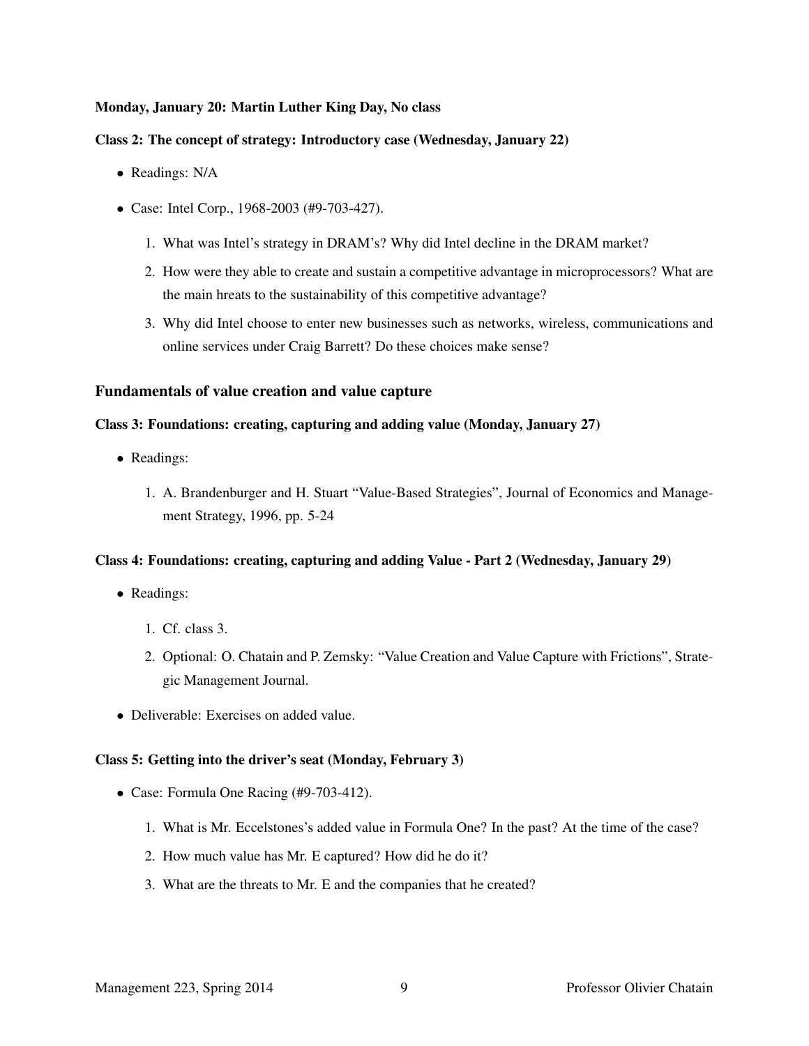**Monday, January 20: Martin Luther King Day, No class**

**Class 2: The concept of strategy: Introductory case (Wednesday, January 22)**

- Readings: N/A
- Case: Intel Corp., 1968-2003 (#9-703-427).
  1. What was Intel's strategy in DRAM's? Why did Intel decline in the DRAM market?
  2. How were they able to create and sustain a competitive advantage in microprocessors? What are the main hreats to the sustainability of this competitive advantage?
  3. Why did Intel choose to enter new businesses such as networks, wireless, communications and online services under Craig Barrett? Do these choices make sense?

## Fundamentals of value creation and value capture

**Class 3: Foundations: creating, capturing and adding value (Monday, January 27)**

- Readings:
  1. A. Brandenburger and H. Stuart "Value-Based Strategies", Journal of Economics and Management Strategy, 1996, pp. 5-24

**Class 4: Foundations: creating, capturing and adding Value - Part 2 (Wednesday, January 29)**

- Readings:
  1. Cf. class 3.
  2. Optional: O. Chatain and P. Zemsky: "Value Creation and Value Capture with Frictions", Strategic Management Journal.
- Deliverable: Exercises on added value.

**Class 5: Getting into the driver's seat (Monday, February 3)**

- Case: Formula One Racing (#9-703-412).
  1. What is Mr. Eccelstones's added value in Formula One? In the past? At the time of the case?
  2. How much value has Mr. E captured? How did he do it?
  3. What are the threats to Mr. E and the companies that he created?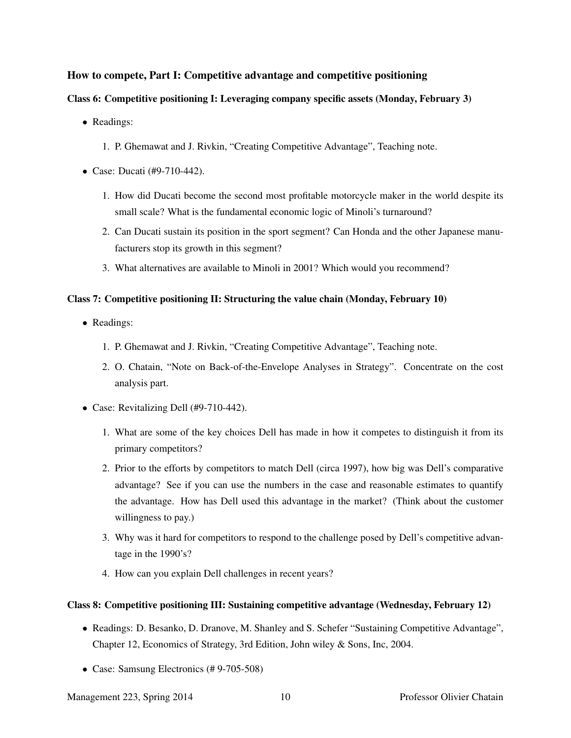### How to compete, Part I: Competitive advantage and competitive positioning

#### Class 6: Competitive positioning I: Leveraging company specific assets (Monday, February 3)

- Readings:
  1. P. Ghemawat and J. Rivkin, "Creating Competitive Advantage", Teaching note.
- Case: Ducati (#9-710-442).
  1. How did Ducati become the second most profitable motorcycle maker in the world despite its small scale? What is the fundamental economic logic of Minoli's turnaround?
  2. Can Ducati sustain its position in the sport segment? Can Honda and the other Japanese manufacturers stop its growth in this segment?
  3. What alternatives are available to Minoli in 2001? Which would you recommend?

#### Class 7: Competitive positioning II: Structuring the value chain (Monday, February 10)

- Readings:
  1. P. Ghemawat and J. Rivkin, "Creating Competitive Advantage", Teaching note.
  2. O. Chatain, "Note on Back-of-the-Envelope Analyses in Strategy". Concentrate on the cost analysis part.
- Case: Revitalizing Dell (#9-710-442).
  1. What are some of the key choices Dell has made in how it competes to distinguish it from its primary competitors?
  2. Prior to the efforts by competitors to match Dell (circa 1997), how big was Dell's comparative advantage? See if you can use the numbers in the case and reasonable estimates to quantify the advantage. How has Dell used this advantage in the market? (Think about the customer willingness to pay.)
  3. Why was it hard for competitors to respond to the challenge posed by Dell's competitive advantage in the 1990's?
  4. How can you explain Dell challenges in recent years?

#### Class 8: Competitive positioning III: Sustaining competitive advantage (Wednesday, February 12)

- Readings: D. Besanko, D. Dranove, M. Shanley and S. Schefer "Sustaining Competitive Advantage", Chapter 12, Economics of Strategy, 3rd Edition, John wiley & Sons, Inc, 2004.
- Case: Samsung Electronics (# 9-705-508)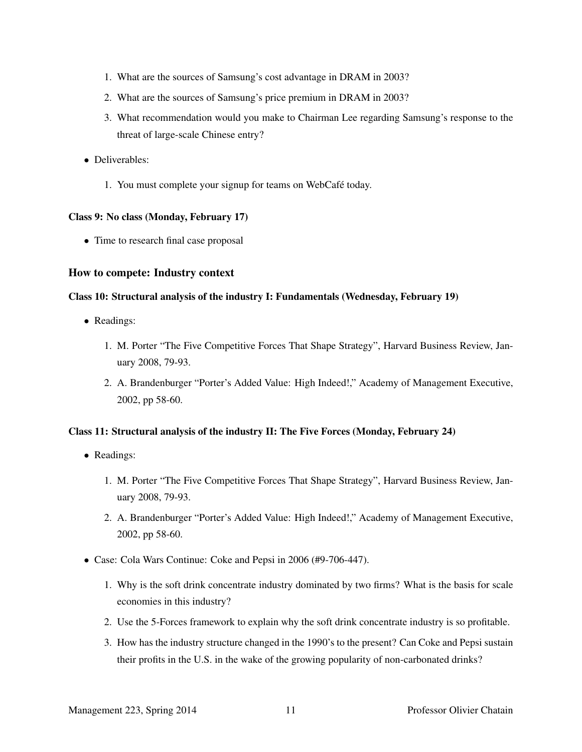1. What are the sources of Samsung's cost advantage in DRAM in 2003?
2. What are the sources of Samsung's price premium in DRAM in 2003?
3. What recommendation would you make to Chairman Lee regarding Samsung's response to the threat of large-scale Chinese entry?

- Deliverables:
  1. You must complete your signup for teams on WebCafé today.

**Class 9: No class (Monday, February 17)**

- Time to research final case proposal

## How to compete: Industry context

**Class 10: Structural analysis of the industry I: Fundamentals (Wednesday, February 19)**

- Readings:
  1. M. Porter "The Five Competitive Forces That Shape Strategy", Harvard Business Review, January 2008, 79-93.
  2. A. Brandenburger "Porter's Added Value: High Indeed!," Academy of Management Executive, 2002, pp 58-60.

**Class 11: Structural analysis of the industry II: The Five Forces (Monday, February 24)**

- Readings:
  1. M. Porter "The Five Competitive Forces That Shape Strategy", Harvard Business Review, January 2008, 79-93.
  2. A. Brandenburger "Porter's Added Value: High Indeed!," Academy of Management Executive, 2002, pp 58-60.
- Case: Cola Wars Continue: Coke and Pepsi in 2006 (#9-706-447).
  1. Why is the soft drink concentrate industry dominated by two firms? What is the basis for scale economies in this industry?
  2. Use the 5-Forces framework to explain why the soft drink concentrate industry is so profitable.
  3. How has the industry structure changed in the 1990's to the present? Can Coke and Pepsi sustain their profits in the U.S. in the wake of the growing popularity of non-carbonated drinks?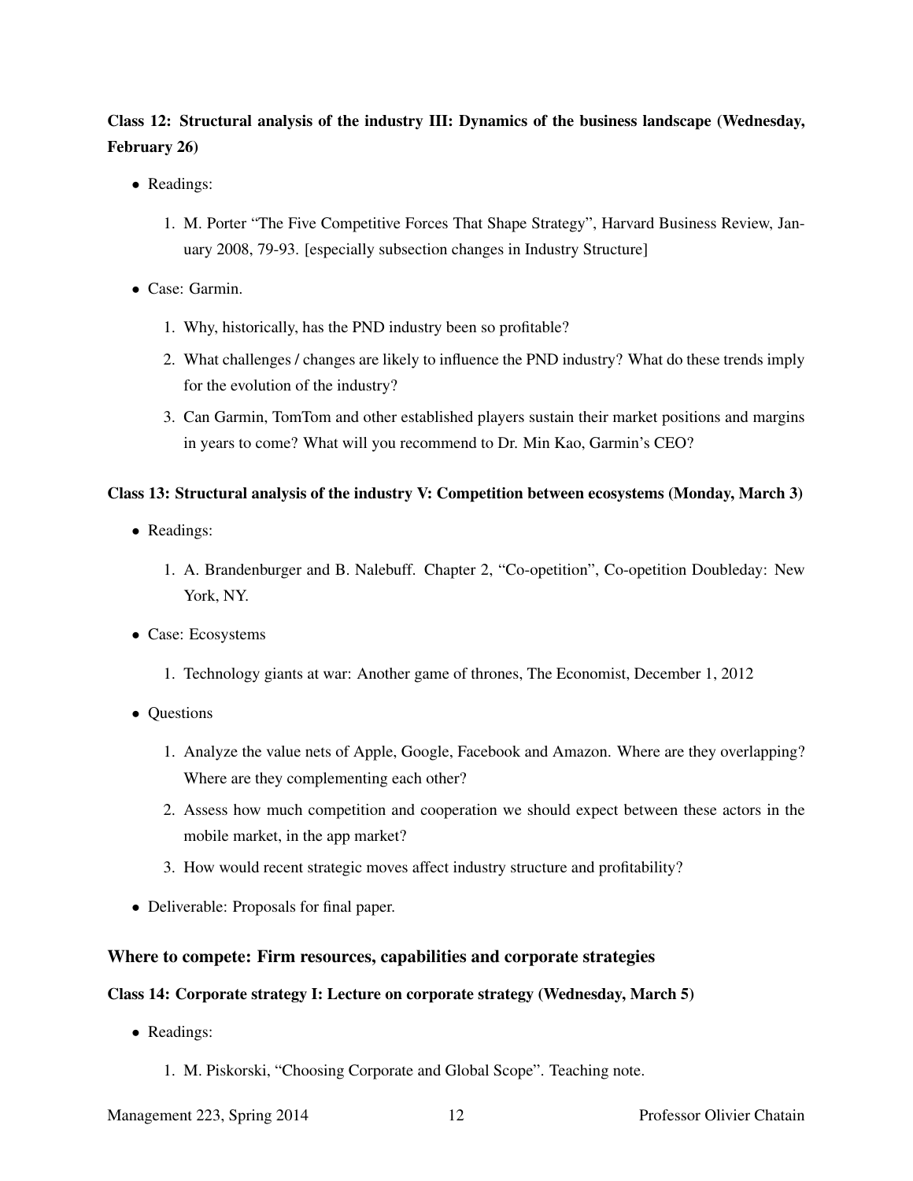### Class 12: Structural analysis of the industry III: Dynamics of the business landscape (Wednesday, February 26)

- Readings:
  1. M. Porter "The Five Competitive Forces That Shape Strategy", Harvard Business Review, January 2008, 79-93. [especially subsection changes in Industry Structure]
- Case: Garmin.
  1. Why, historically, has the PND industry been so profitable?
  2. What challenges / changes are likely to influence the PND industry? What do these trends imply for the evolution of the industry?
  3. Can Garmin, TomTom and other established players sustain their market positions and margins in years to come? What will you recommend to Dr. Min Kao, Garmin's CEO?

### Class 13: Structural analysis of the industry V: Competition between ecosystems (Monday, March 3)

- Readings:
  1. A. Brandenburger and B. Nalebuff. Chapter 2, "Co-opetition", Co-opetition Doubleday: New York, NY.
- Case: Ecosystems
  1. Technology giants at war: Another game of thrones, The Economist, December 1, 2012
- Questions
  1. Analyze the value nets of Apple, Google, Facebook and Amazon. Where are they overlapping? Where are they complementing each other?
  2. Assess how much competition and cooperation we should expect between these actors in the mobile market, in the app market?
  3. How would recent strategic moves affect industry structure and profitability?
- Deliverable: Proposals for final paper.

## Where to compete: Firm resources, capabilities and corporate strategies

### Class 14: Corporate strategy I: Lecture on corporate strategy (Wednesday, March 5)

- Readings:
  1. M. Piskorski, "Choosing Corporate and Global Scope". Teaching note.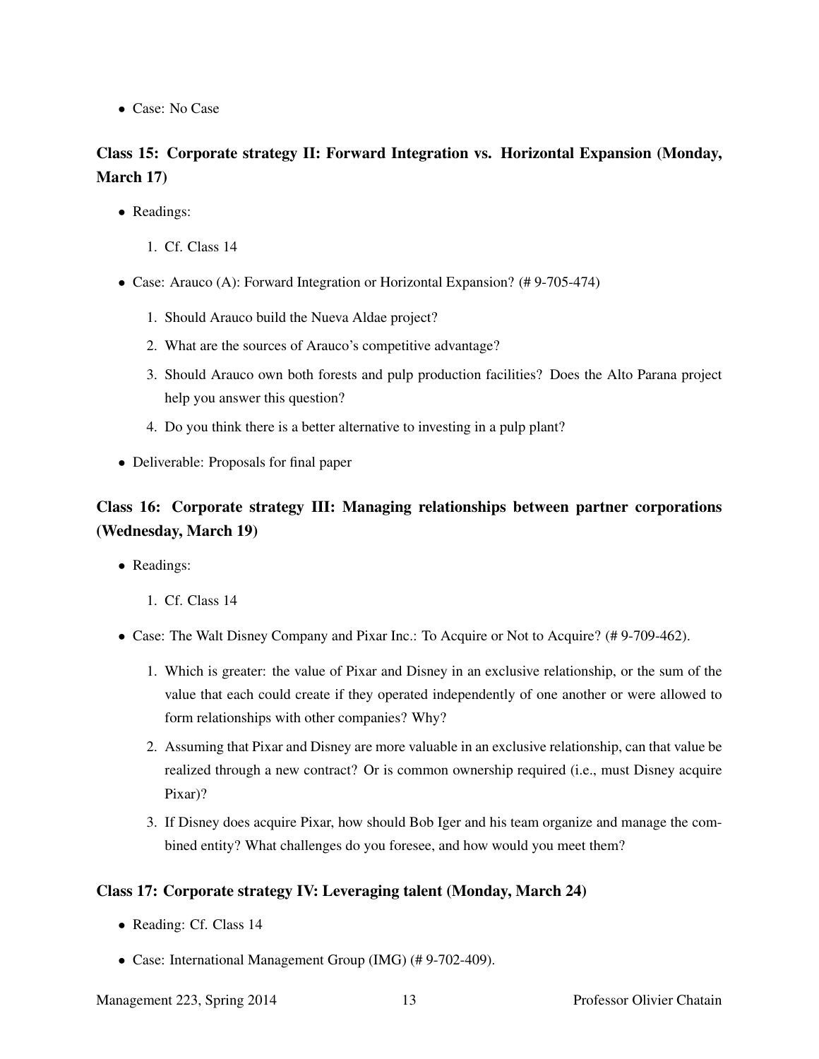- Case: No Case

### Class 15: Corporate strategy II: Forward Integration vs. Horizontal Expansion (Monday, March 17)

- Readings:
  1. Cf. Class 14
- Case: Arauco (A): Forward Integration or Horizontal Expansion? (# 9-705-474)
  1. Should Arauco build the Nueva Aldae project?
  2. What are the sources of Arauco's competitive advantage?
  3. Should Arauco own both forests and pulp production facilities? Does the Alto Parana project help you answer this question?
  4. Do you think there is a better alternative to investing in a pulp plant?
- Deliverable: Proposals for final paper

### Class 16: Corporate strategy III: Managing relationships between partner corporations (Wednesday, March 19)

- Readings:
  1. Cf. Class 14
- Case: The Walt Disney Company and Pixar Inc.: To Acquire or Not to Acquire? (# 9-709-462).
  1. Which is greater: the value of Pixar and Disney in an exclusive relationship, or the sum of the value that each could create if they operated independently of one another or were allowed to form relationships with other companies? Why?
  2. Assuming that Pixar and Disney are more valuable in an exclusive relationship, can that value be realized through a new contract? Or is common ownership required (i.e., must Disney acquire Pixar)?
  3. If Disney does acquire Pixar, how should Bob Iger and his team organize and manage the combined entity? What challenges do you foresee, and how would you meet them?

### Class 17: Corporate strategy IV: Leveraging talent (Monday, March 24)

- Reading: Cf. Class 14
- Case: International Management Group (IMG) (# 9-702-409).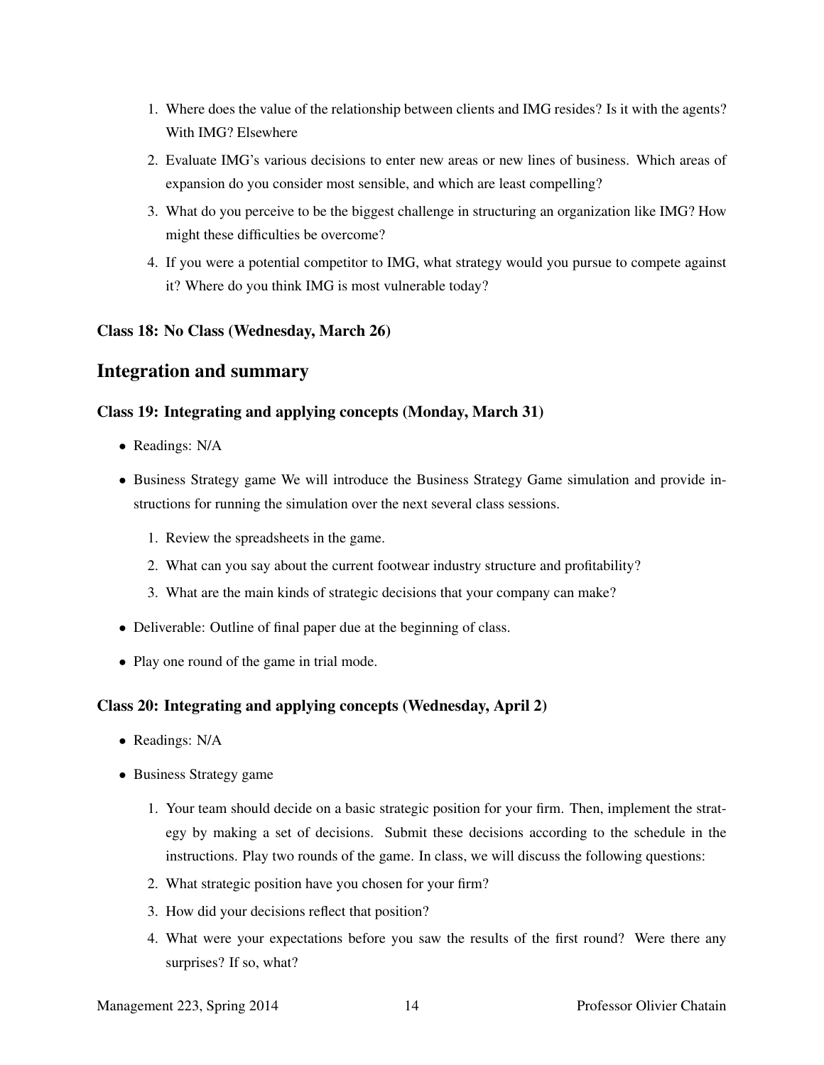1. Where does the value of the relationship between clients and IMG resides? Is it with the agents? With IMG? Elsewhere
2. Evaluate IMG's various decisions to enter new areas or new lines of business. Which areas of expansion do you consider most sensible, and which are least compelling?
3. What do you perceive to be the biggest challenge in structuring an organization like IMG? How might these difficulties be overcome?
4. If you were a potential competitor to IMG, what strategy would you pursue to compete against it? Where do you think IMG is most vulnerable today?

### Class 18: No Class (Wednesday, March 26)

## Integration and summary

### Class 19: Integrating and applying concepts (Monday, March 31)

- Readings: N/A
- Business Strategy game We will introduce the Business Strategy Game simulation and provide instructions for running the simulation over the next several class sessions.
  1. Review the spreadsheets in the game.
  2. What can you say about the current footwear industry structure and profitability?
  3. What are the main kinds of strategic decisions that your company can make?
- Deliverable: Outline of final paper due at the beginning of class.
- Play one round of the game in trial mode.

### Class 20: Integrating and applying concepts (Wednesday, April 2)

- Readings: N/A
- Business Strategy game
  1. Your team should decide on a basic strategic position for your firm. Then, implement the strategy by making a set of decisions. Submit these decisions according to the schedule in the instructions. Play two rounds of the game. In class, we will discuss the following questions:
  2. What strategic position have you chosen for your firm?
  3. How did your decisions reflect that position?
  4. What were your expectations before you saw the results of the first round? Were there any surprises? If so, what?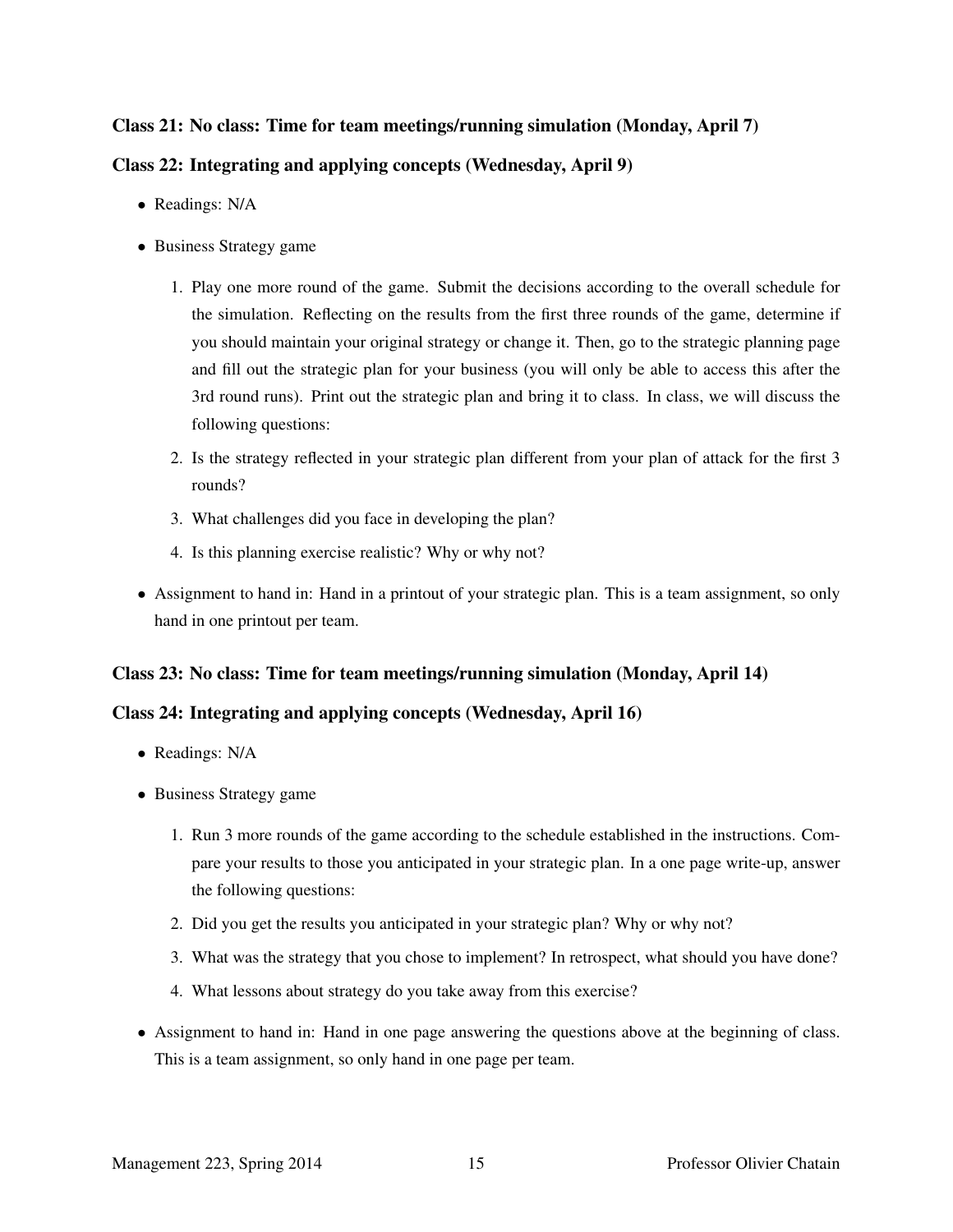### Class 21: No class: Time for team meetings/running simulation (Monday, April 7)

### Class 22: Integrating and applying concepts (Wednesday, April 9)

- Readings: N/A
- Business Strategy game

  1. Play one more round of the game. Submit the decisions according to the overall schedule for the simulation. Reflecting on the results from the first three rounds of the game, determine if you should maintain your original strategy or change it. Then, go to the strategic planning page and fill out the strategic plan for your business (you will only be able to access this after the 3rd round runs). Print out the strategic plan and bring it to class. In class, we will discuss the following questions:
  2. Is the strategy reflected in your strategic plan different from your plan of attack for the first 3 rounds?
  3. What challenges did you face in developing the plan?
  4. Is this planning exercise realistic? Why or why not?

- Assignment to hand in: Hand in a printout of your strategic plan. This is a team assignment, so only hand in one printout per team.

### Class 23: No class: Time for team meetings/running simulation (Monday, April 14)

### Class 24: Integrating and applying concepts (Wednesday, April 16)

- Readings: N/A
- Business Strategy game

  1. Run 3 more rounds of the game according to the schedule established in the instructions. Compare your results to those you anticipated in your strategic plan. In a one page write-up, answer the following questions:
  2. Did you get the results you anticipated in your strategic plan? Why or why not?
  3. What was the strategy that you chose to implement? In retrospect, what should you have done?
  4. What lessons about strategy do you take away from this exercise?

- Assignment to hand in: Hand in one page answering the questions above at the beginning of class. This is a team assignment, so only hand in one page per team.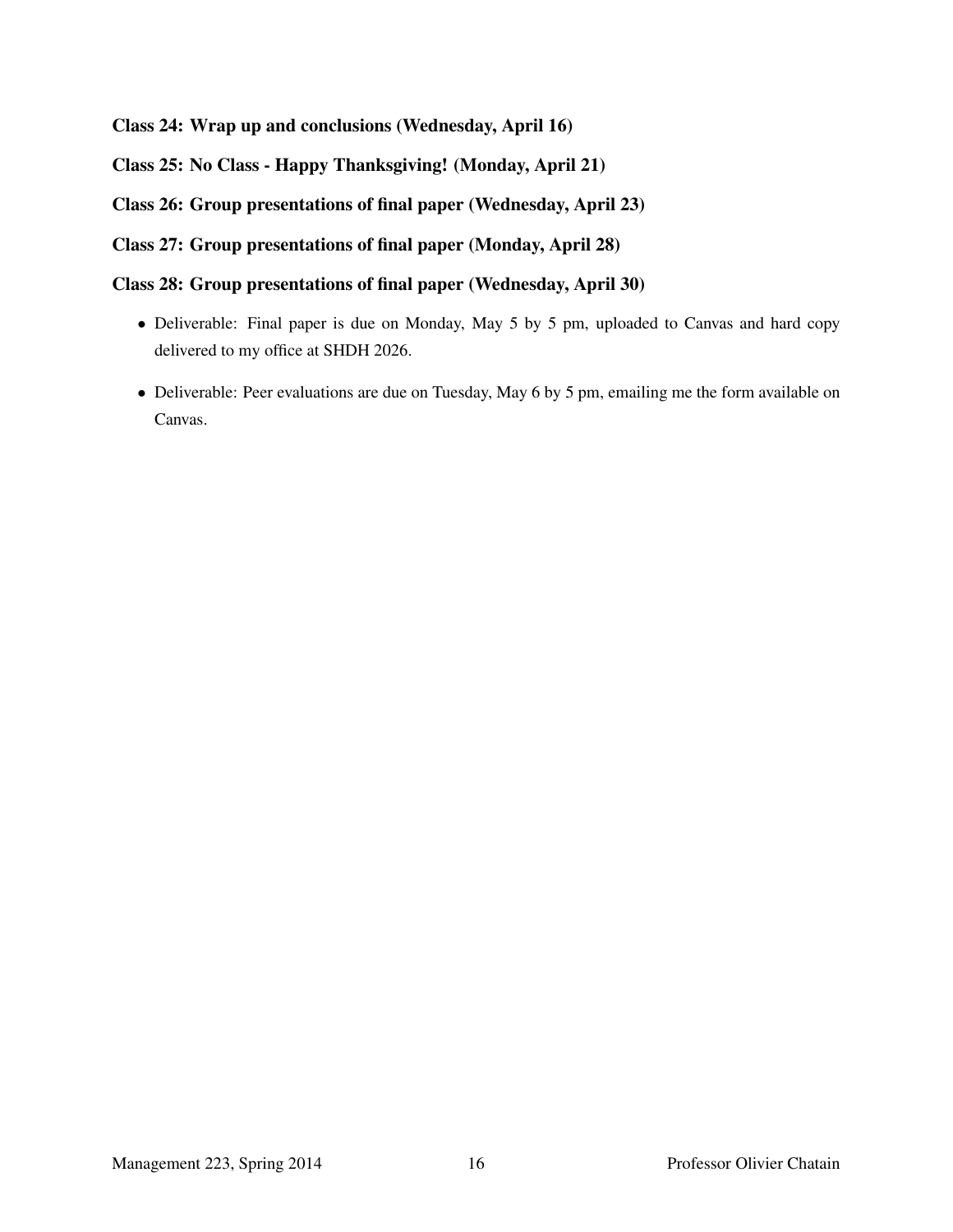**Class 24: Wrap up and conclusions (Wednesday, April 16)**

**Class 25: No Class - Happy Thanksgiving! (Monday, April 21)**

**Class 26: Group presentations of final paper (Wednesday, April 23)**

**Class 27: Group presentations of final paper (Monday, April 28)**

**Class 28: Group presentations of final paper (Wednesday, April 30)**

- Deliverable: Final paper is due on Monday, May 5 by 5 pm, uploaded to Canvas and hard copy delivered to my office at SHDH 2026.
- Deliverable: Peer evaluations are due on Tuesday, May 6 by 5 pm, emailing me the form available on Canvas.